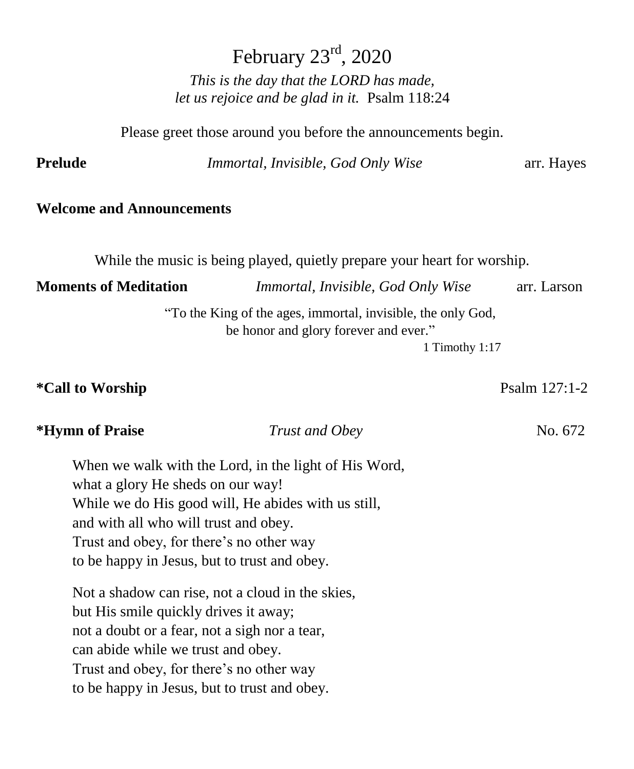# February 23rd, 2020

*This is the day that the LORD has made,*
*let us rejoice and be glad in it.* Psalm 118:24

Please greet those around you before the announcements begin.

**Prelude** *Immortal, Invisible, God Only Wise* arr. Hayes

**Welcome and Announcements**

While the music is being played, quietly prepare your heart for worship.

**Moments of Meditation** *Immortal, Invisible, God Only Wise* arr. Larson

"To the King of the ages, immortal, invisible, the only God,
be honor and glory forever and ever."
1 Timothy 1:17

**\*Call to Worship** Psalm 127:1-2

**\*Hymn of Praise** *Trust and Obey* No. 672

When we walk with the Lord, in the light of His Word,
what a glory He sheds on our way!
While we do His good will, He abides with us still,
and with all who will trust and obey.
Trust and obey, for there's no other way
to be happy in Jesus, but to trust and obey.

Not a shadow can rise, not a cloud in the skies,
but His smile quickly drives it away;
not a doubt or a fear, not a sigh nor a tear,
can abide while we trust and obey.
Trust and obey, for there's no other way
to be happy in Jesus, but to trust and obey.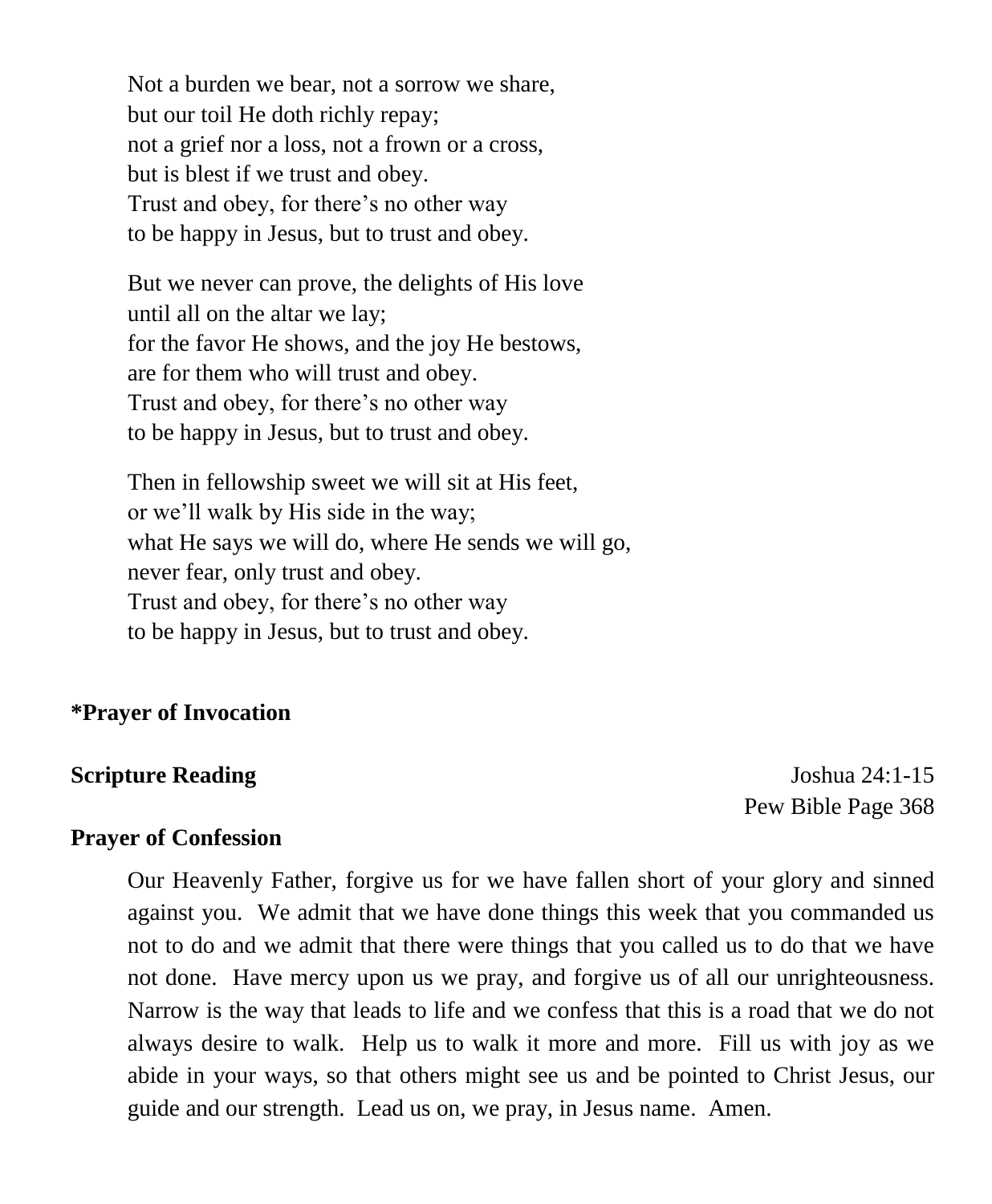Not a burden we bear, not a sorrow we share,
but our toil He doth richly repay;
not a grief nor a loss, not a frown or a cross,
but is blest if we trust and obey.
Trust and obey, for there's no other way
to be happy in Jesus, but to trust and obey.

But we never can prove, the delights of His love
until all on the altar we lay;
for the favor He shows, and the joy He bestows,
are for them who will trust and obey.
Trust and obey, for there's no other way
to be happy in Jesus, but to trust and obey.

Then in fellowship sweet we will sit at His feet,
or we'll walk by His side in the way;
what He says we will do, where He sends we will go,
never fear, only trust and obey.
Trust and obey, for there's no other way
to be happy in Jesus, but to trust and obey.

**\*Prayer of Invocation**

**Scripture Reading** Joshua 24:1-15
Pew Bible Page 368

**Prayer of Confession**

Our Heavenly Father, forgive us for we have fallen short of your glory and sinned against you. We admit that we have done things this week that you commanded us not to do and we admit that there were things that you called us to do that we have not done. Have mercy upon us we pray, and forgive us of all our unrighteousness. Narrow is the way that leads to life and we confess that this is a road that we do not always desire to walk. Help us to walk it more and more. Fill us with joy as we abide in your ways, so that others might see us and be pointed to Christ Jesus, our guide and our strength. Lead us on, we pray, in Jesus name. Amen.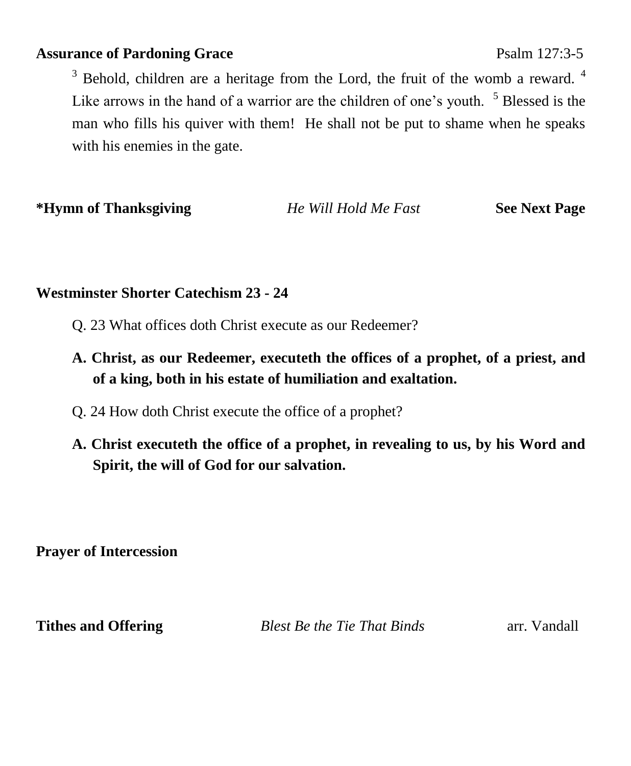**Assurance of Pardoning Grace** Psalm 127:3-5

[3] Behold, children are a heritage from the Lord, the fruit of the womb a reward. [4] Like arrows in the hand of a warrior are the children of one's youth. [5] Blessed is the man who fills his quiver with them! He shall not be put to shame when he speaks with his enemies in the gate.

**\*Hymn of Thanksgiving** *He Will Hold Me Fast* **See Next Page**

**Westminster Shorter Catechism 23 - 24**

Q. 23 What offices doth Christ execute as our Redeemer?

**A. Christ, as our Redeemer, executeth the offices of a prophet, of a priest, and of a king, both in his estate of humiliation and exaltation.**

Q. 24 How doth Christ execute the office of a prophet?

**A. Christ executeth the office of a prophet, in revealing to us, by his Word and Spirit, the will of God for our salvation.**

**Prayer of Intercession**

**Tithes and Offering** *Blest Be the Tie That Binds* arr. Vandall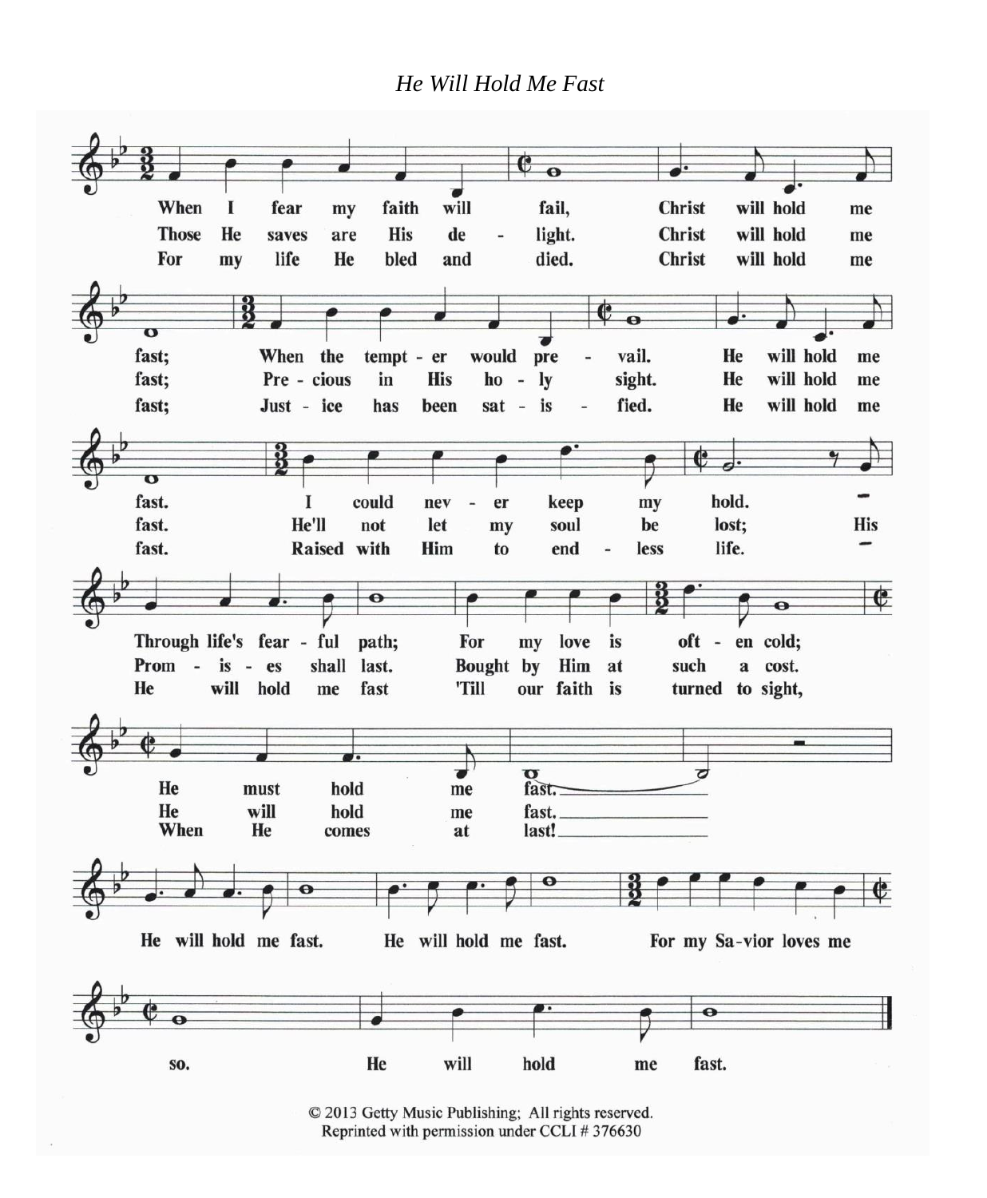*He Will Hold Me Fast*

When I fear my faith will fail, Christ will hold me fast;
When the tempt - er would pre - vail. He will hold me fast.
I could nev - er keep my hold.
Through life's fear - ful path;
For my love is oft - en cold;
He must hold me fast.

Those He saves are His de - light. Christ will hold me fast;
Pre - cious in His ho - ly sight. He will hold me fast.
He'll not let my soul be lost; His
Prom - is - es shall last.
Bought by Him at such a cost.
He will hold me fast.

For my life He bled and died. Christ will hold me fast;
Just - ice has been sat - is - fied. He will hold me fast.
Raised with Him to end - less life.
He will hold me fast
'Till our faith is turned to sight,
When He comes at last!

He will hold me fast. He will hold me fast. For my Sa-vior loves me so. He will hold me fast.

© 2013 Getty Music Publishing; All rights reserved.
Reprinted with permission under CCLI # 376630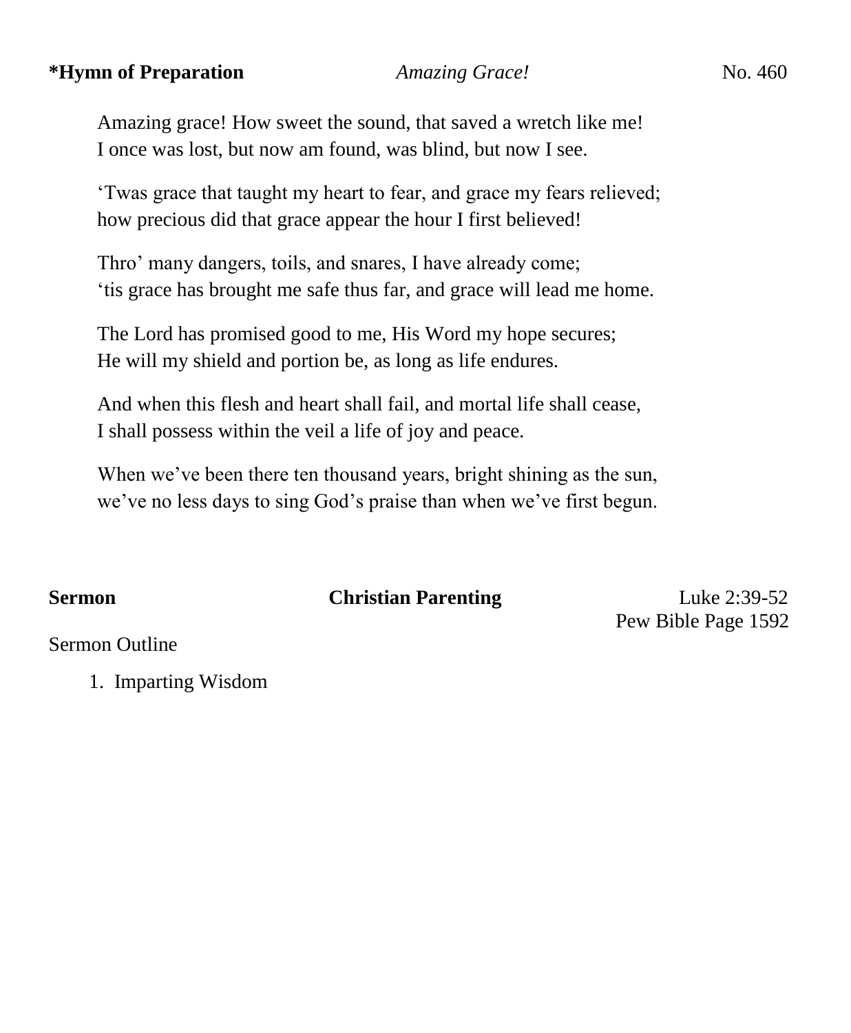**\*Hymn of Preparation** *Amazing Grace!* No. 460

Amazing grace! How sweet the sound, that saved a wretch like me!
I once was lost, but now am found, was blind, but now I see.

'Twas grace that taught my heart to fear, and grace my fears relieved;
how precious did that grace appear the hour I first believed!

Thro' many dangers, toils, and snares, I have already come;
'tis grace has brought me safe thus far, and grace will lead me home.

The Lord has promised good to me, His Word my hope secures;
He will my shield and portion be, as long as life endures.

And when this flesh and heart shall fail, and mortal life shall cease,
I shall possess within the veil a life of joy and peace.

When we've been there ten thousand years, bright shining as the sun,
we've no less days to sing God's praise than when we've first begun.

**Sermon** **Christian Parenting** Luke 2:39-52
Pew Bible Page 1592

Sermon Outline

1. Imparting Wisdom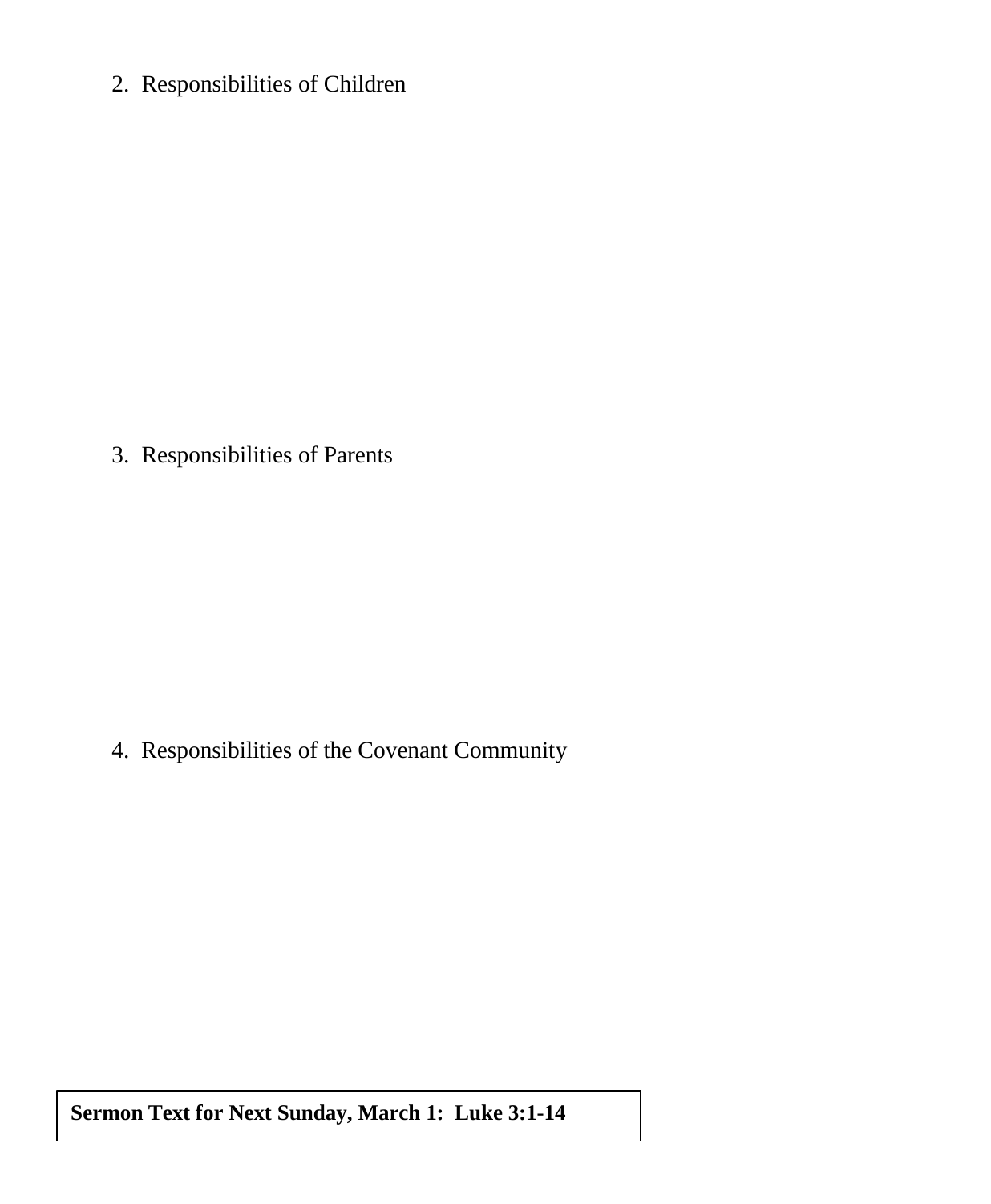2. Responsibilities of Children

3. Responsibilities of Parents

4. Responsibilities of the Covenant Community

**Sermon Text for Next Sunday, March 1: Luke 3:1-14**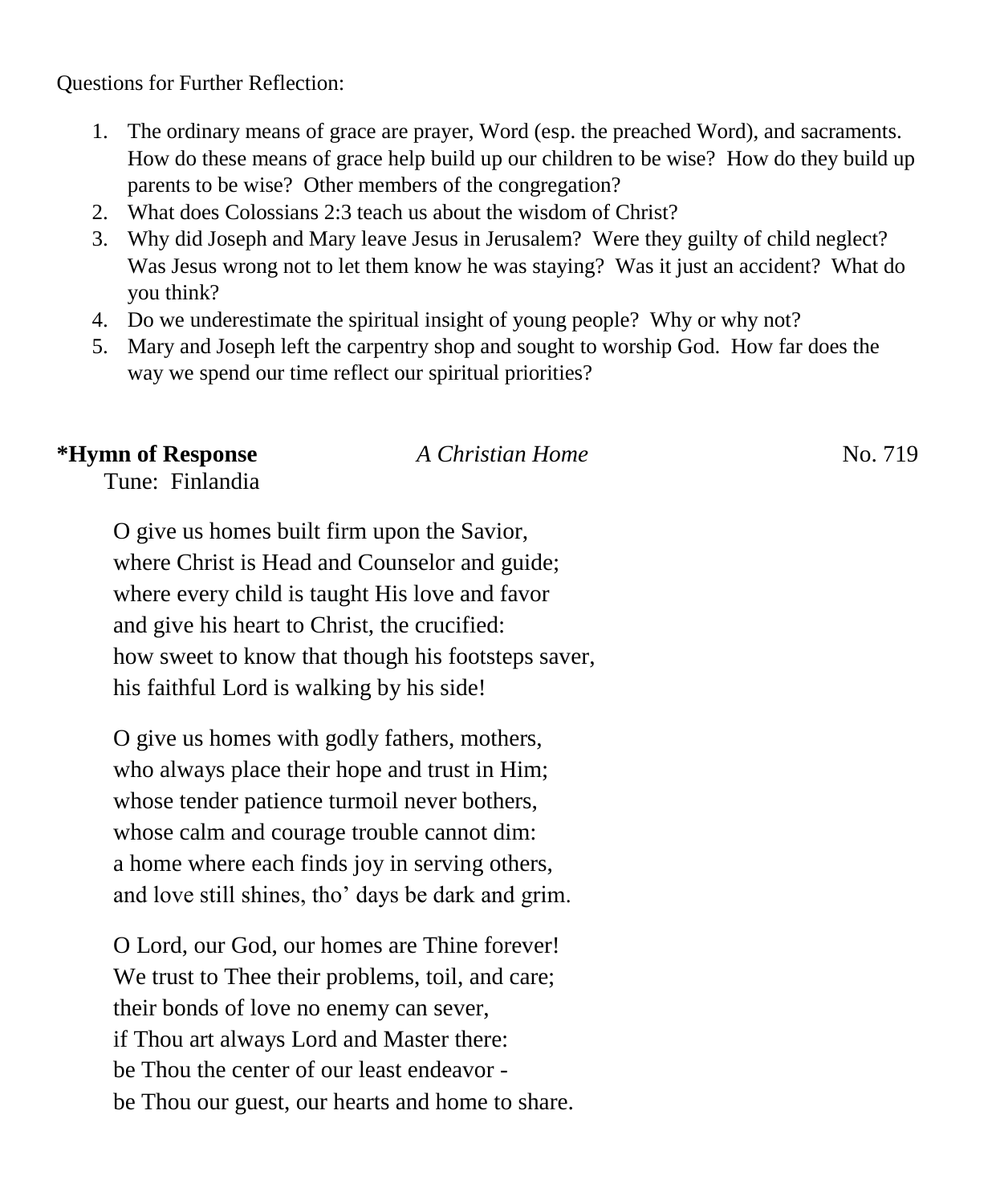Questions for Further Reflection:

1. The ordinary means of grace are prayer, Word (esp. the preached Word), and sacraments. How do these means of grace help build up our children to be wise? How do they build up parents to be wise? Other members of the congregation?
2. What does Colossians 2:3 teach us about the wisdom of Christ?
3. Why did Joseph and Mary leave Jesus in Jerusalem? Were they guilty of child neglect? Was Jesus wrong not to let them know he was staying? Was it just an accident? What do you think?
4. Do we underestimate the spiritual insight of young people? Why or why not?
5. Mary and Joseph left the carpentry shop and sought to worship God. How far does the way we spend our time reflect our spiritual priorities?

**\*Hymn of Response** *A Christian Home* No. 719
Tune: Finlandia

O give us homes built firm upon the Savior,
where Christ is Head and Counselor and guide;
where every child is taught His love and favor
and give his heart to Christ, the crucified:
how sweet to know that though his footsteps saver,
his faithful Lord is walking by his side!

O give us homes with godly fathers, mothers,
who always place their hope and trust in Him;
whose tender patience turmoil never bothers,
whose calm and courage trouble cannot dim:
a home where each finds joy in serving others,
and love still shines, tho' days be dark and grim.

O Lord, our God, our homes are Thine forever!
We trust to Thee their problems, toil, and care;
their bonds of love no enemy can sever,
if Thou art always Lord and Master there:
be Thou the center of our least endeavor -
be Thou our guest, our hearts and home to share.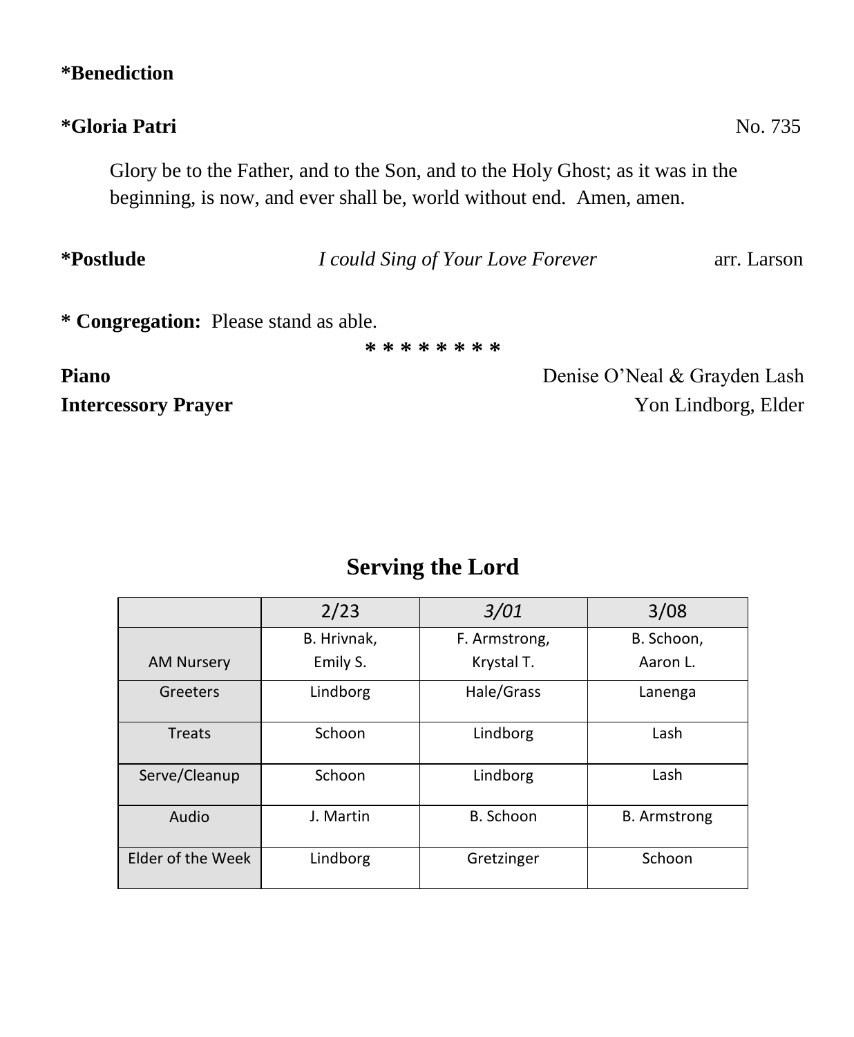**\*Benediction**

**\*Gloria Patri** No. 735

Glory be to the Father, and to the Son, and to the Holy Ghost; as it was in the beginning, is now, and ever shall be, world without end. Amen, amen.

**\*Postlude** *I could Sing of Your Love Forever* arr. Larson

**\* Congregation:** Please stand as able.

\* \* \* \* \* \* \* \*

**Piano** Denise O'Neal & Grayden Lash

**Intercessory Prayer** Yon Lindborg, Elder

## Serving the Lord

| | 2/23 | *3/01* | 3/08 |
|---|---|---|---|
| AM Nursery | B. Hrivnak, Emily S. | F. Armstrong, Krystal T. | B. Schoon, Aaron L. |
| Greeters | Lindborg | Hale/Grass | Lanenga |
| Treats | Schoon | Lindborg | Lash |
| Serve/Cleanup | Schoon | Lindborg | Lash |
| Audio | J. Martin | B. Schoon | B. Armstrong |
| Elder of the Week | Lindborg | Gretzinger | Schoon |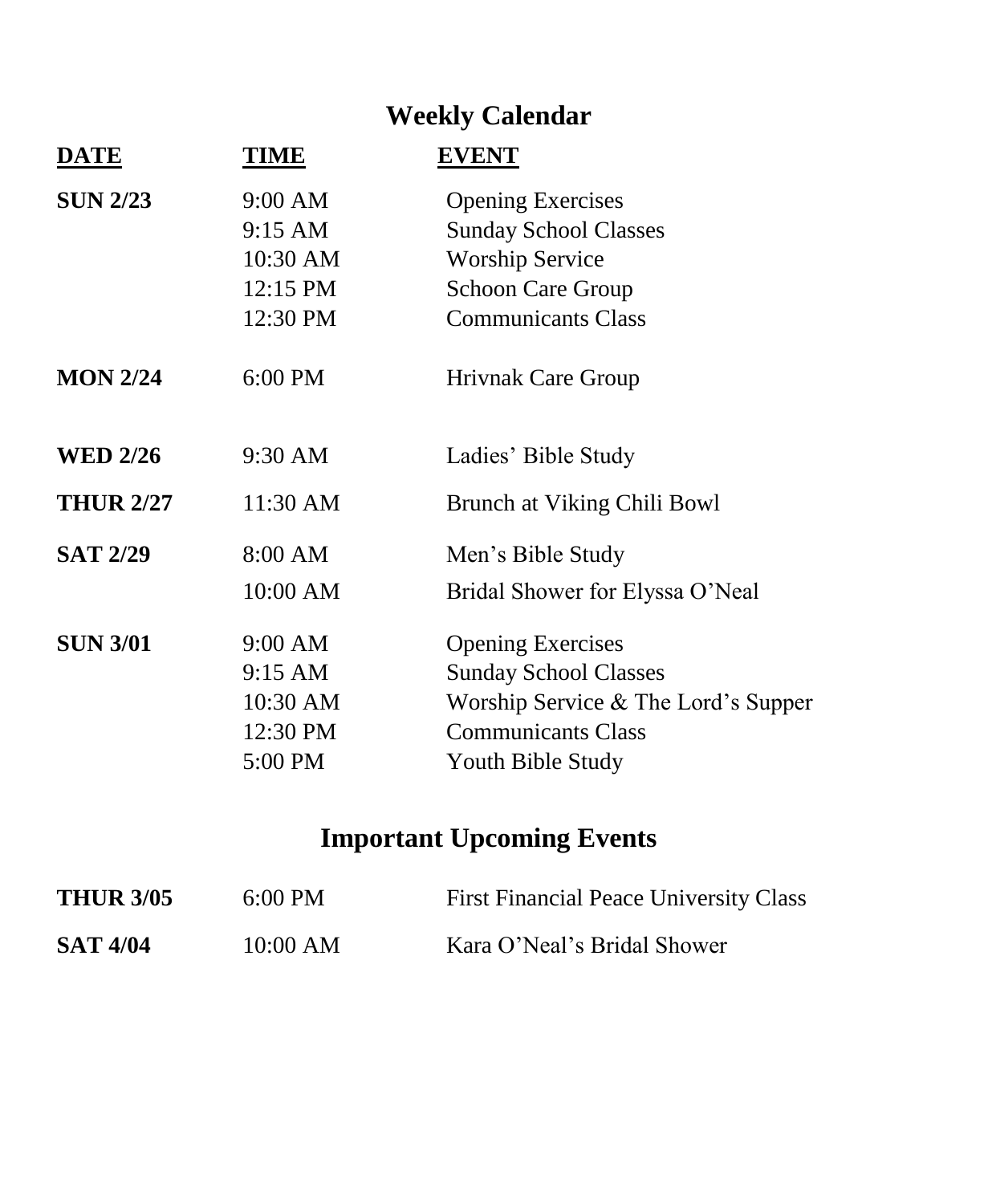## Weekly Calendar

| DATE | TIME | EVENT |
|---|---|---|
| **SUN 2/23** | 9:00 AM | Opening Exercises |
| | 9:15 AM | Sunday School Classes |
| | 10:30 AM | Worship Service |
| | 12:15 PM | Schoon Care Group |
| | 12:30 PM | Communicants Class |
| **MON 2/24** | 6:00 PM | Hrivnak Care Group |
| **WED 2/26** | 9:30 AM | Ladies' Bible Study |
| **THUR 2/27** | 11:30 AM | Brunch at Viking Chili Bowl |
| **SAT 2/29** | 8:00 AM | Men's Bible Study |
| | 10:00 AM | Bridal Shower for Elyssa O'Neal |
| **SUN 3/01** | 9:00 AM | Opening Exercises |
| | 9:15 AM | Sunday School Classes |
| | 10:30 AM | Worship Service & The Lord's Supper |
| | 12:30 PM | Communicants Class |
| | 5:00 PM | Youth Bible Study |

## Important Upcoming Events

| | | |
|---|---|---|
| **THUR 3/05** | 6:00 PM | First Financial Peace University Class |
| **SAT 4/04** | 10:00 AM | Kara O'Neal's Bridal Shower |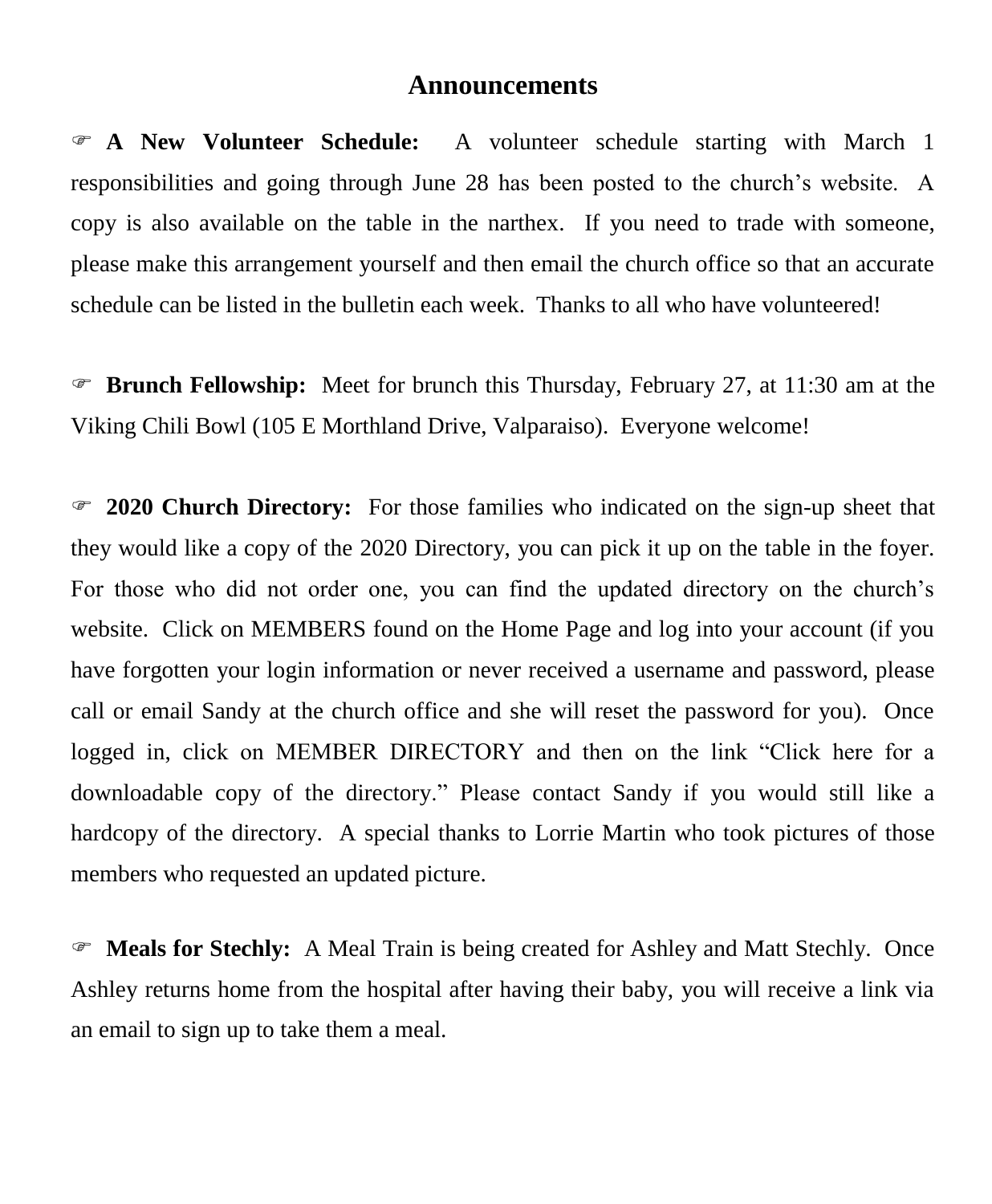## Announcements

☞ **A New Volunteer Schedule:** A volunteer schedule starting with March 1 responsibilities and going through June 28 has been posted to the church's website. A copy is also available on the table in the narthex. If you need to trade with someone, please make this arrangement yourself and then email the church office so that an accurate schedule can be listed in the bulletin each week. Thanks to all who have volunteered!

☞ **Brunch Fellowship:** Meet for brunch this Thursday, February 27, at 11:30 am at the Viking Chili Bowl (105 E Morthland Drive, Valparaiso). Everyone welcome!

☞ **2020 Church Directory:** For those families who indicated on the sign-up sheet that they would like a copy of the 2020 Directory, you can pick it up on the table in the foyer. For those who did not order one, you can find the updated directory on the church's website. Click on MEMBERS found on the Home Page and log into your account (if you have forgotten your login information or never received a username and password, please call or email Sandy at the church office and she will reset the password for you). Once logged in, click on MEMBER DIRECTORY and then on the link "Click here for a downloadable copy of the directory." Please contact Sandy if you would still like a hardcopy of the directory. A special thanks to Lorrie Martin who took pictures of those members who requested an updated picture.

☞ **Meals for Stechly:** A Meal Train is being created for Ashley and Matt Stechly. Once Ashley returns home from the hospital after having their baby, you will receive a link via an email to sign up to take them a meal.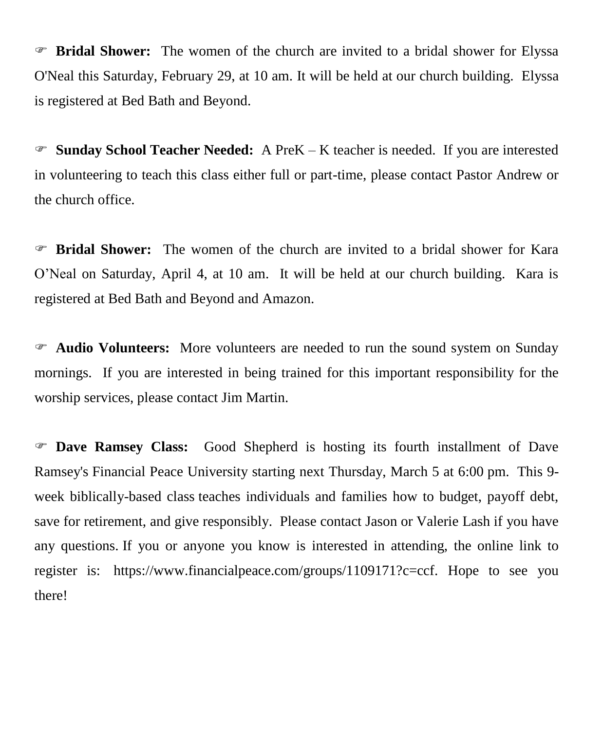☞ **Bridal Shower:** The women of the church are invited to a bridal shower for Elyssa O'Neal this Saturday, February 29, at 10 am. It will be held at our church building. Elyssa is registered at Bed Bath and Beyond.

☞ **Sunday School Teacher Needed:** A PreK – K teacher is needed. If you are interested in volunteering to teach this class either full or part-time, please contact Pastor Andrew or the church office.

☞ **Bridal Shower:** The women of the church are invited to a bridal shower for Kara O'Neal on Saturday, April 4, at 10 am. It will be held at our church building. Kara is registered at Bed Bath and Beyond and Amazon.

☞ **Audio Volunteers:** More volunteers are needed to run the sound system on Sunday mornings. If you are interested in being trained for this important responsibility for the worship services, please contact Jim Martin.

☞ **Dave Ramsey Class:** Good Shepherd is hosting its fourth installment of Dave Ramsey's Financial Peace University starting next Thursday, March 5 at 6:00 pm. This 9-week biblically-based class teaches individuals and families how to budget, payoff debt, save for retirement, and give responsibly. Please contact Jason or Valerie Lash if you have any questions. If you or anyone you know is interested in attending, the online link to register is: https://www.financialpeace.com/groups/1109171?c=ccf. Hope to see you there!